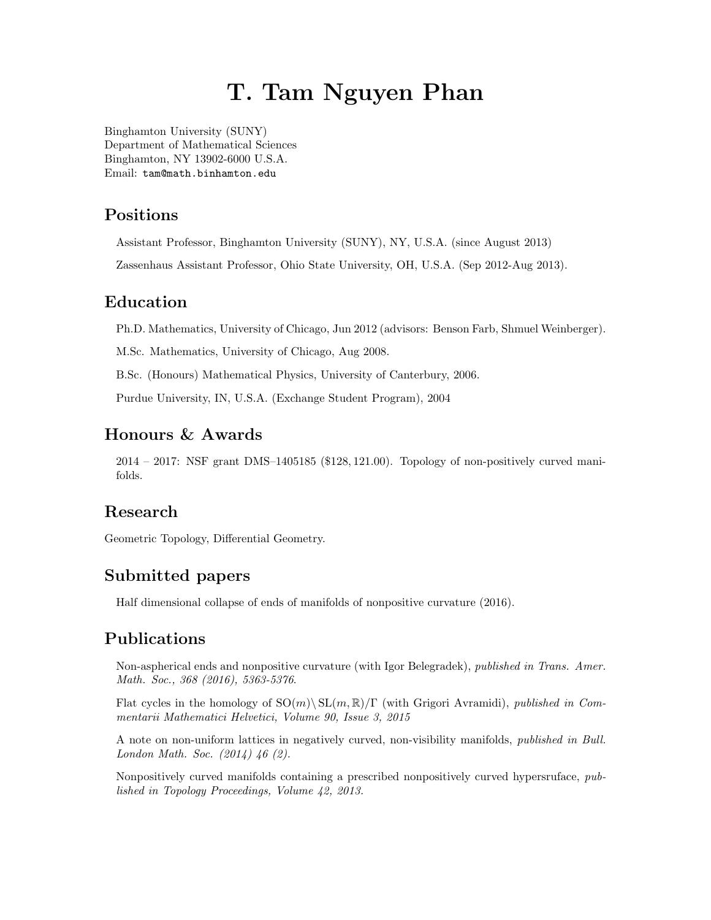# T. Tam Nguyen Phan

Binghamton University (SUNY)
Department of Mathematical Sciences
Binghamton, NY 13902-6000 U.S.A.
Email: `tam@math.binhamton.edu`

## Positions

Assistant Professor, Binghamton University (SUNY), NY, U.S.A. (since August 2013)

Zassenhaus Assistant Professor, Ohio State University, OH, U.S.A. (Sep 2012-Aug 2013).

## Education

Ph.D. Mathematics, University of Chicago, Jun 2012 (advisors: Benson Farb, Shmuel Weinberger).

M.Sc. Mathematics, University of Chicago, Aug 2008.

B.Sc. (Honours) Mathematical Physics, University of Canterbury, 2006.

Purdue University, IN, U.S.A. (Exchange Student Program), 2004

## Honours & Awards

2014 – 2017: NSF grant DMS–1405185 ($128,121.00). Topology of non-positively curved manifolds.

## Research

Geometric Topology, Differential Geometry.

## Submitted papers

Half dimensional collapse of ends of manifolds of nonpositive curvature (2016).

## Publications

Non-aspherical ends and nonpositive curvature (with Igor Belegradek), *published in Trans. Amer. Math. Soc., 368 (2016), 5363-5376*.

Flat cycles in the homology of $\mathrm{SO}(m)\backslash\mathrm{SL}(m,\mathbb{R})/\Gamma$ (with Grigori Avramidi), *published in Commentarii Mathematici Helvetici, Volume 90, Issue 3, 2015*

A note on non-uniform lattices in negatively curved, non-visibility manifolds, *published in Bull. London Math. Soc. (2014) 46 (2).*

Nonpositively curved manifolds containing a prescribed nonpositively curved hypersruface, *published in Topology Proceedings, Volume 42, 2013.*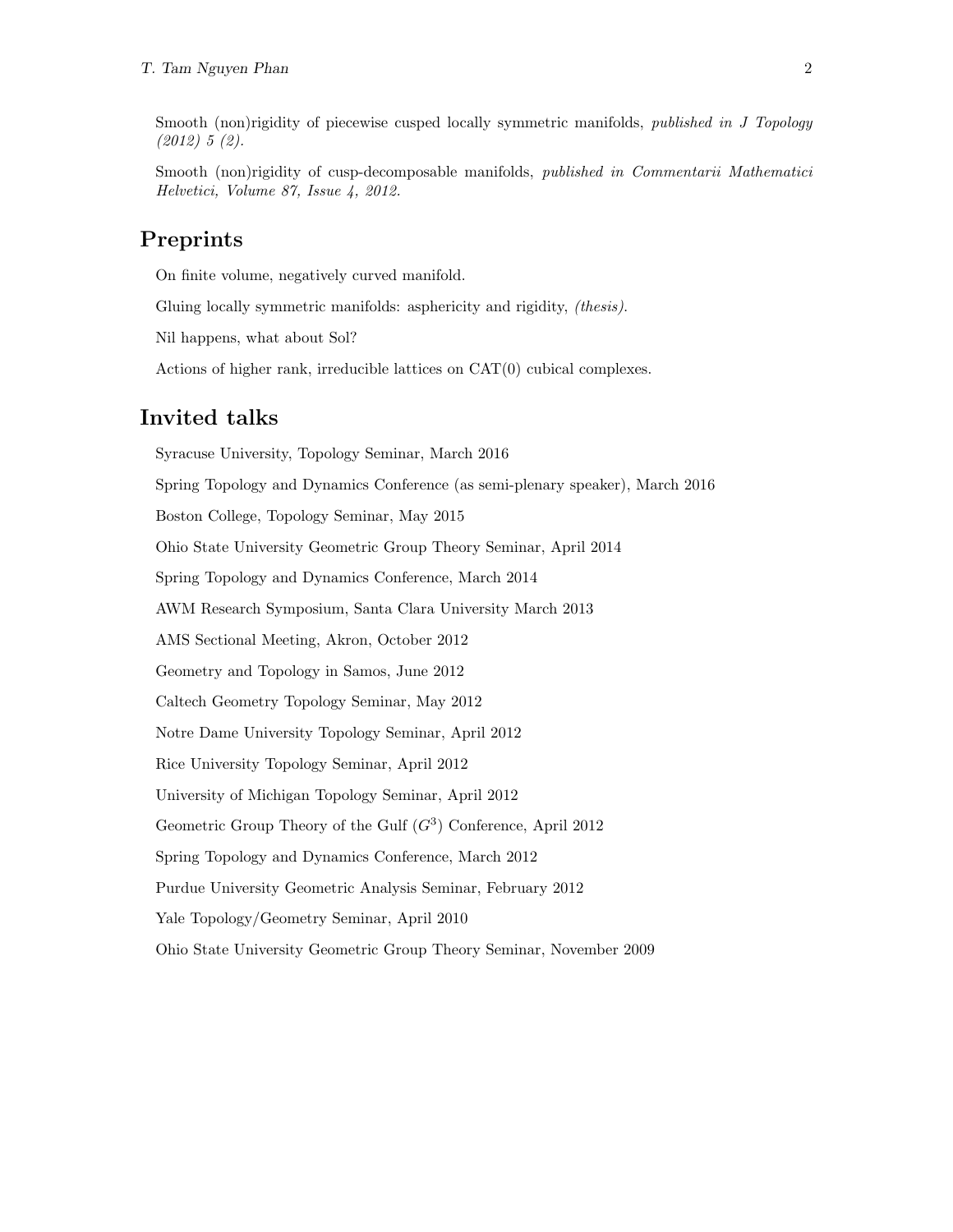Smooth (non)rigidity of piecewise cusped locally symmetric manifolds, *published in J Topology (2012) 5 (2).*

Smooth (non)rigidity of cusp-decomposable manifolds, *published in Commentarii Mathematici Helvetici, Volume 87, Issue 4, 2012.*

## Preprints

On finite volume, negatively curved manifold.

Gluing locally symmetric manifolds: asphericity and rigidity, *(thesis).*

Nil happens, what about Sol?

Actions of higher rank, irreducible lattices on CAT(0) cubical complexes.

## Invited talks

Syracuse University, Topology Seminar, March 2016

Spring Topology and Dynamics Conference (as semi-plenary speaker), March 2016

Boston College, Topology Seminar, May 2015

Ohio State University Geometric Group Theory Seminar, April 2014

Spring Topology and Dynamics Conference, March 2014

AWM Research Symposium, Santa Clara University March 2013

AMS Sectional Meeting, Akron, October 2012

Geometry and Topology in Samos, June 2012

Caltech Geometry Topology Seminar, May 2012

Notre Dame University Topology Seminar, April 2012

Rice University Topology Seminar, April 2012

University of Michigan Topology Seminar, April 2012

Geometric Group Theory of the Gulf ($G^3$) Conference, April 2012

Spring Topology and Dynamics Conference, March 2012

Purdue University Geometric Analysis Seminar, February 2012

Yale Topology/Geometry Seminar, April 2010

Ohio State University Geometric Group Theory Seminar, November 2009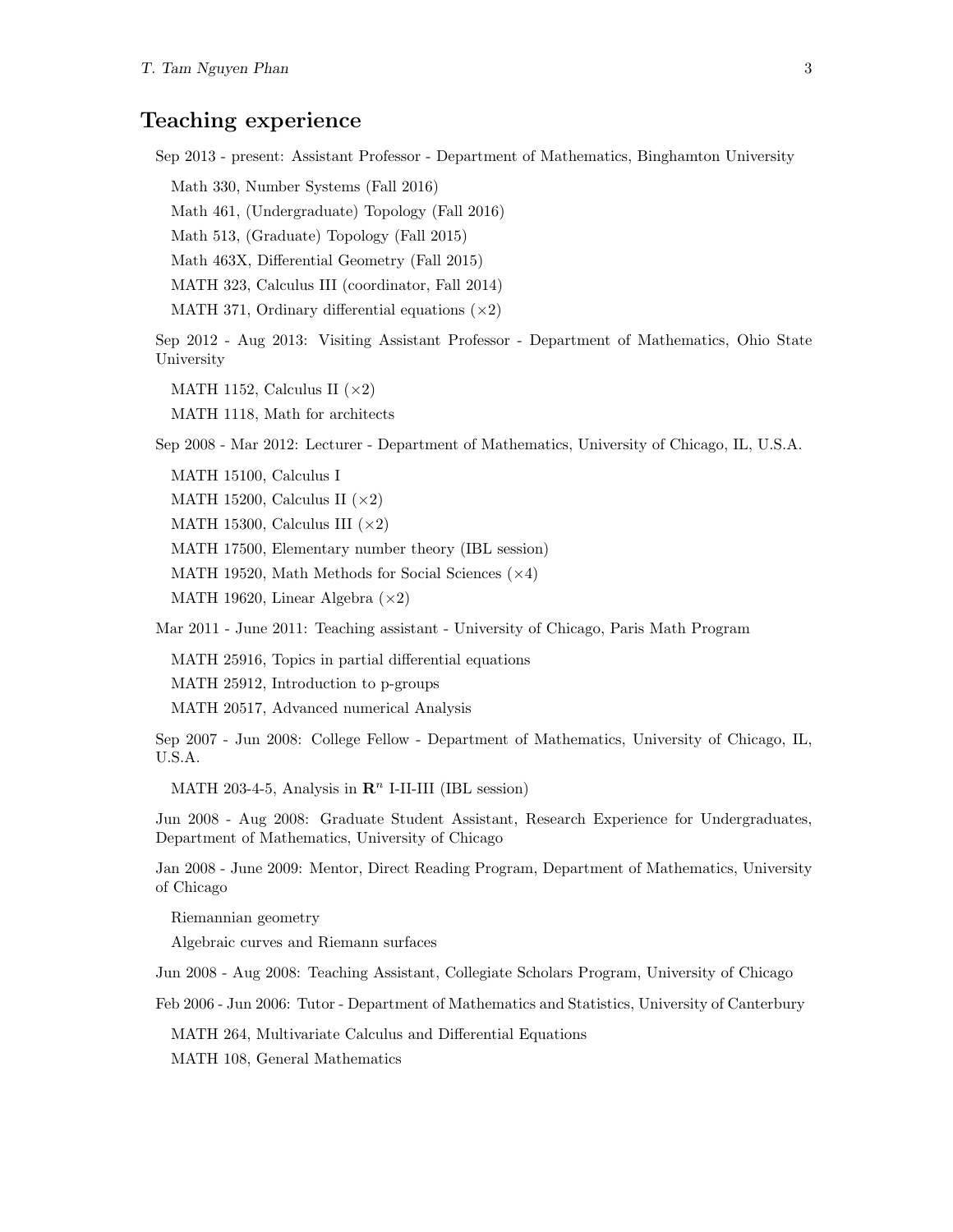## Teaching experience

Sep 2013 - present: Assistant Professor - Department of Mathematics, Binghamton University

- Math 330, Number Systems (Fall 2016)
- Math 461, (Undergraduate) Topology (Fall 2016)
- Math 513, (Graduate) Topology (Fall 2015)
- Math 463X, Differential Geometry (Fall 2015)
- MATH 323, Calculus III (coordinator, Fall 2014)
- MATH 371, Ordinary differential equations ($\times 2$)

Sep 2012 - Aug 2013: Visiting Assistant Professor - Department of Mathematics, Ohio State University

- MATH 1152, Calculus II ($\times 2$)
- MATH 1118, Math for architects

Sep 2008 - Mar 2012: Lecturer - Department of Mathematics, University of Chicago, IL, U.S.A.

- MATH 15100, Calculus I
- MATH 15200, Calculus II ($\times 2$)
- MATH 15300, Calculus III ($\times 2$)
- MATH 17500, Elementary number theory (IBL session)
- MATH 19520, Math Methods for Social Sciences ($\times 4$)
- MATH 19620, Linear Algebra ($\times 2$)

Mar 2011 - June 2011: Teaching assistant - University of Chicago, Paris Math Program

- MATH 25916, Topics in partial differential equations
- MATH 25912, Introduction to p-groups
- MATH 20517, Advanced numerical Analysis

Sep 2007 - Jun 2008: College Fellow - Department of Mathematics, University of Chicago, IL, U.S.A.

- MATH 203-4-5, Analysis in $\mathbf{R}^n$ I-II-III (IBL session)

Jun 2008 - Aug 2008: Graduate Student Assistant, Research Experience for Undergraduates, Department of Mathematics, University of Chicago

Jan 2008 - June 2009: Mentor, Direct Reading Program, Department of Mathematics, University of Chicago

- Riemannian geometry
- Algebraic curves and Riemann surfaces

Jun 2008 - Aug 2008: Teaching Assistant, Collegiate Scholars Program, University of Chicago

Feb 2006 - Jun 2006: Tutor - Department of Mathematics and Statistics, University of Canterbury

- MATH 264, Multivariate Calculus and Differential Equations
- MATH 108, General Mathematics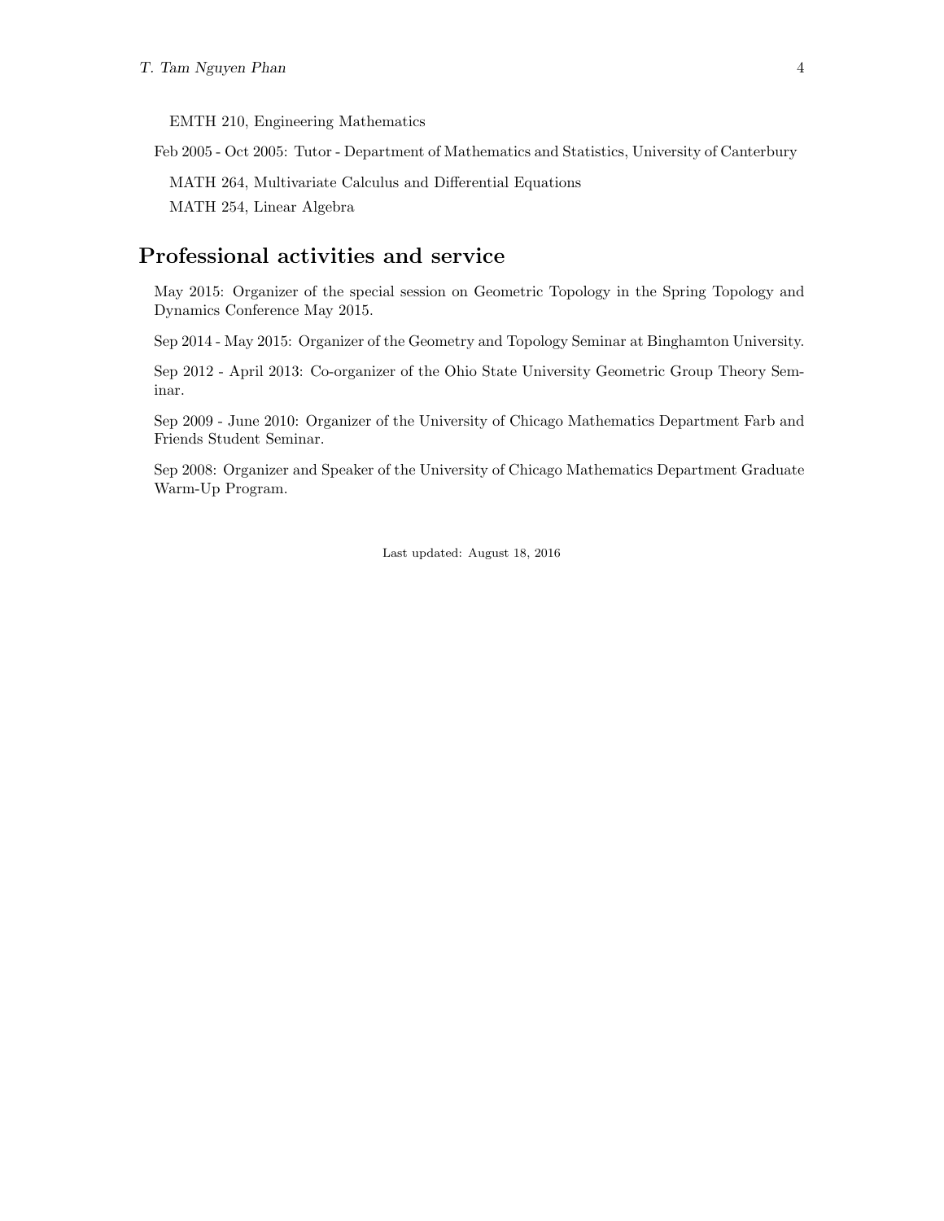EMTH 210, Engineering Mathematics

Feb 2005 - Oct 2005: Tutor - Department of Mathematics and Statistics, University of Canterbury

MATH 264, Multivariate Calculus and Differential Equations

MATH 254, Linear Algebra

## Professional activities and service

May 2015: Organizer of the special session on Geometric Topology in the Spring Topology and Dynamics Conference May 2015.

Sep 2014 - May 2015: Organizer of the Geometry and Topology Seminar at Binghamton University.

Sep 2012 - April 2013: Co-organizer of the Ohio State University Geometric Group Theory Seminar.

Sep 2009 - June 2010: Organizer of the University of Chicago Mathematics Department Farb and Friends Student Seminar.

Sep 2008: Organizer and Speaker of the University of Chicago Mathematics Department Graduate Warm-Up Program.

Last updated: August 18, 2016